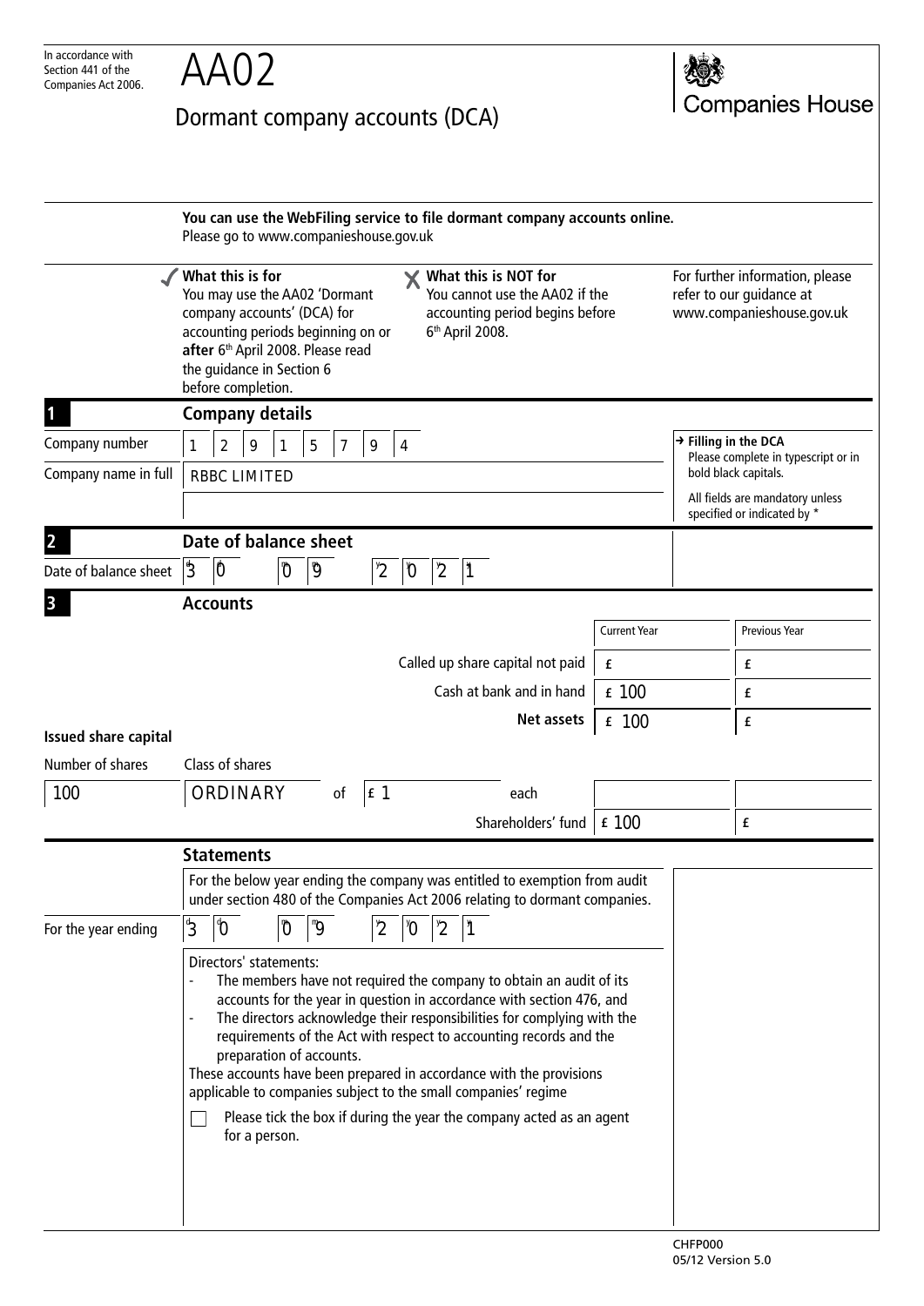In accordance with Section 441 of the Companies Act 2006.

# AA02

## Dormant company accounts (DCA)

Companies House

**You can use the WebFiling service to file dormant company accounts online.**
Please go to www.companieshouse.gov.uk

✓ **What this is for**
You may use the AA02 'Dormant company accounts' (DCA) for accounting periods beginning on or **after** 6th April 2008. Please read the guidance in Section 6 before completion.

✗ **What this is NOT for**
You cannot use the AA02 if the accounting period begins before 6th April 2008.

For further information, please refer to our guidance at www.companieshouse.gov.uk

### 1 Company details

| | |
|---|---|
| Company number | 1 2 9 1 5 7 9 4 |
| Company name in full | RBBC LIMITED |

→ **Filling in the DCA**
Please complete in typescript or in bold black capitals.

All fields are mandatory unless specified or indicated by *

### 2 Date of balance sheet

Date of balance sheet: 3 0 / 0 9 / 2 0 2 1

### 3 Accounts

| | Current Year | Previous Year |
|---|---|---|
| Called up share capital not paid | £ | £ |
| Cash at bank and in hand | £ 100 | £ |
| **Net assets** | £ 100 | £ |

**Issued share capital**

| Number of shares | Class of shares | | | | |
|---|---|---|---|---|---|
| 100 | ORDINARY | of £ 1 | each | | |
| | | | Shareholders' fund | £ 100 | £ |

### Statements

For the below year ending the company was entitled to exemption from audit under section 480 of the Companies Act 2006 relating to dormant companies.

For the year ending: 3 0 / 0 9 / 2 0 2 1

Directors' statements:

- The members have not required the company to obtain an audit of its accounts for the year in question in accordance with section 476, and
- The directors acknowledge their responsibilities for complying with the requirements of the Act with respect to accounting records and the preparation of accounts.

These accounts have been prepared in accordance with the provisions applicable to companies subject to the small companies' regime

☐ Please tick the box if during the year the company acted as an agent for a person.

CHFP000
05/12 Version 5.0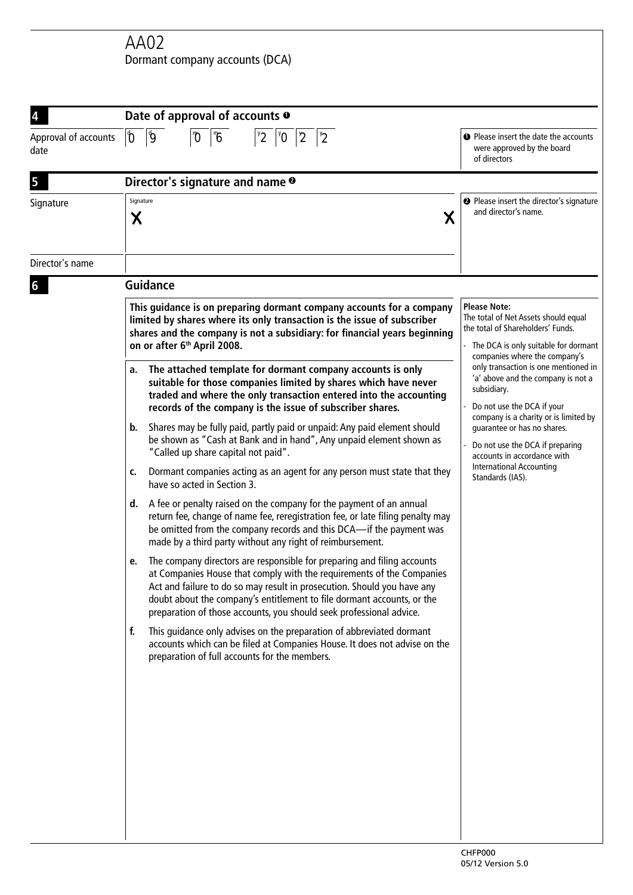# AA02

Dormant company accounts (DCA)

## 4 Date of approval of accounts ❶

Approval of accounts date: d0 d9 m0 m6 y2 y0 y2 y2

❶ Please insert the date the accounts were approved by the board of directors

## 5 Director's signature and name ❷

Signature

Signature

X X

Director's name

❷ Please insert the director's signature and director's name.

## 6 Guidance

**This guidance is on preparing dormant company accounts for a company limited by shares where its only transaction is the issue of subscriber shares and the company is not a subsidiary: for financial years beginning on or after 6th April 2008.**

- **a. The attached template for dormant company accounts is only suitable for those companies limited by shares which have never traded and where the only transaction entered into the accounting records of the company is the issue of subscriber shares.**
- **b.** Shares may be fully paid, partly paid or unpaid: Any paid element should be shown as "Cash at Bank and in hand", Any unpaid element shown as "Called up share capital not paid".
- **c.** Dormant companies acting as an agent for any person must state that they have so acted in Section 3.
- **d.** A fee or penalty raised on the company for the payment of an annual return fee, change of name fee, reregistration fee, or late filing penalty may be omitted from the company records and this DCA—if the payment was made by a third party without any right of reimbursement.
- **e.** The company directors are responsible for preparing and filing accounts at Companies House that comply with the requirements of the Companies Act and failure to do so may result in prosecution. Should you have any doubt about the company's entitlement to file dormant accounts, or the preparation of those accounts, you should seek professional advice.
- **f.** This guidance only advises on the preparation of abbreviated dormant accounts which can be filed at Companies House. It does not advise on the preparation of full accounts for the members.

**Please Note:**
The total of Net Assets should equal the total of Shareholders' Funds.

- The DCA is only suitable for dormant companies where the company's only transaction is one mentioned in 'a' above and the company is not a subsidiary.
- Do not use the DCA if your company is a charity or is limited by guarantee or has no shares.
- Do not use the DCA if preparing accounts in accordance with International Accounting Standards (IAS).

CHFP000
05/12 Version 5.0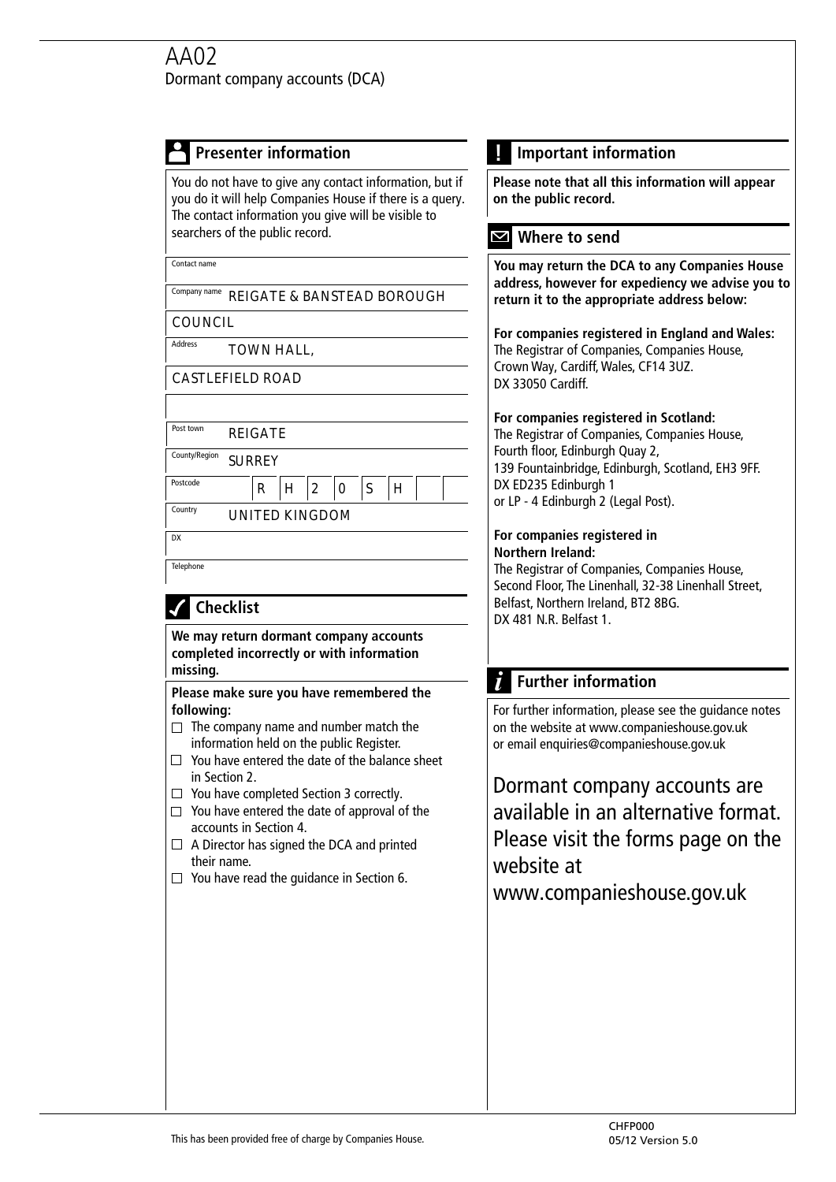# AA02

Dormant company accounts (DCA)

## Presenter information

You do not have to give any contact information, but if you do it will help Companies House if there is a query. The contact information you give will be visible to searchers of the public record.

Contact name

Company name REIGATE & BANSTEAD BOROUGH COUNCIL

Address TOWN HALL,

CASTLEFIELD ROAD

Post town REIGATE

County/Region SURREY

Postcode RH2 0SH

Country UNITED KINGDOM

DX

Telephone

## Checklist

**We may return dormant company accounts completed incorrectly or with information missing.**

**Please make sure you have remembered the following:**

- ☐ The company name and number match the information held on the public Register.
- ☐ You have entered the date of the balance sheet in Section 2.
- ☐ You have completed Section 3 correctly.
- ☐ You have entered the date of approval of the accounts in Section 4.
- ☐ A Director has signed the DCA and printed their name.
- ☐ You have read the guidance in Section 6.

## Important information

**Please note that all this information will appear on the public record.**

## Where to send

**You may return the DCA to any Companies House address, however for expediency we advise you to return it to the appropriate address below:**

**For companies registered in England and Wales:**
The Registrar of Companies, Companies House, Crown Way, Cardiff, Wales, CF14 3UZ.
DX 33050 Cardiff.

**For companies registered in Scotland:**
The Registrar of Companies, Companies House, Fourth floor, Edinburgh Quay 2, 139 Fountainbridge, Edinburgh, Scotland, EH3 9FF.
DX ED235 Edinburgh 1
or LP - 4 Edinburgh 2 (Legal Post).

**For companies registered in Northern Ireland:**
The Registrar of Companies, Companies House, Second Floor, The Linenhall, 32-38 Linenhall Street, Belfast, Northern Ireland, BT2 8BG.
DX 481 N.R. Belfast 1.

## Further information

For further information, please see the guidance notes on the website at www.companieshouse.gov.uk or email enquiries@companieshouse.gov.uk

Dormant company accounts are available in an alternative format. Please visit the forms page on the website at www.companieshouse.gov.uk

This has been provided free of charge by Companies House.

CHFP000
05/12 Version 5.0